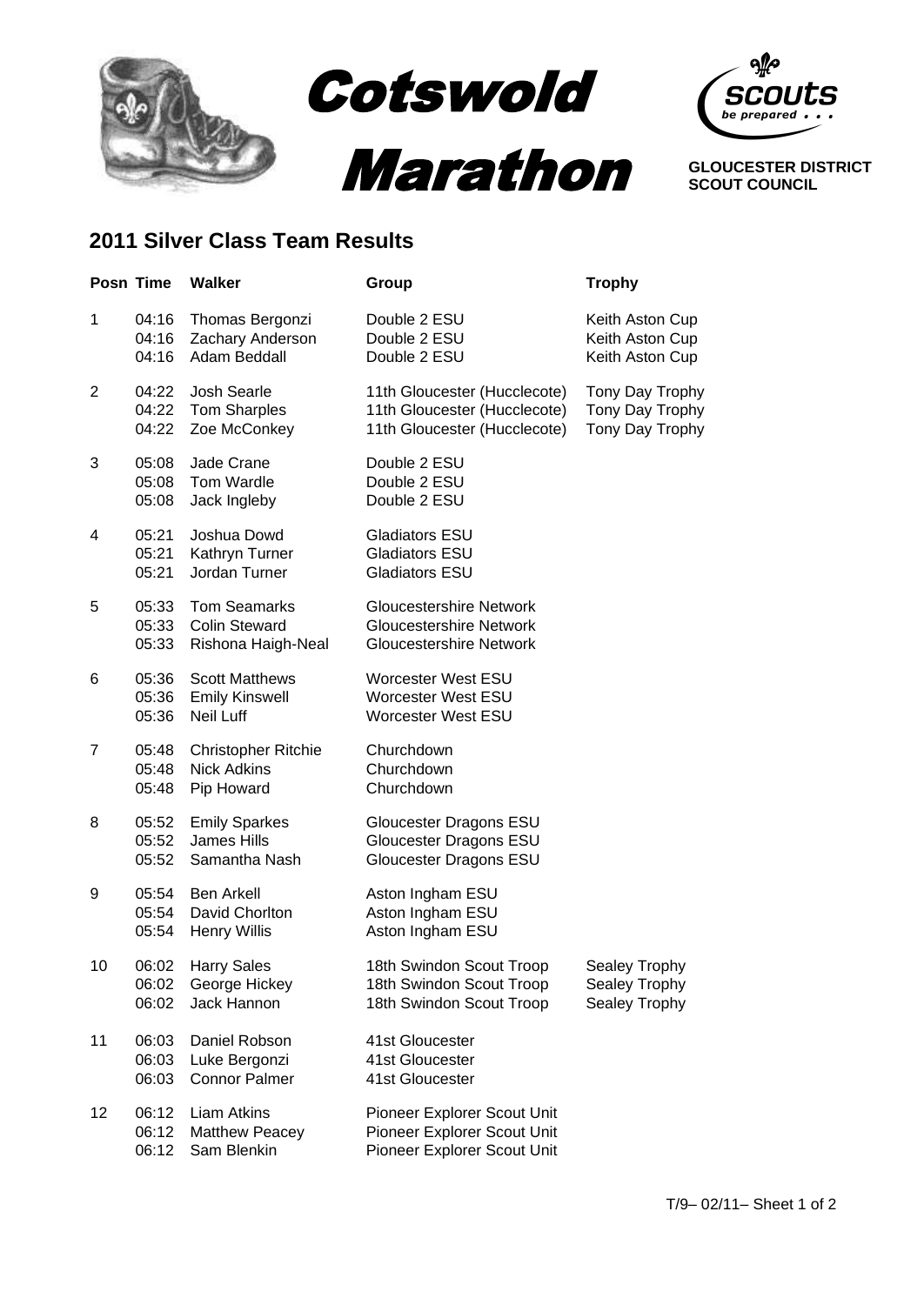# Cotswold Marathon

**GLOUCESTER DISTRICT SCOUT COUNCIL**

## 2011 Silver Class Team Results

| Posn | Time | Walker | Group | Trophy |
|---|---|---|---|---|
| 1 | 04:16 | Thomas Bergonzi | Double 2 ESU | Keith Aston Cup |
| | 04:16 | Zachary Anderson | Double 2 ESU | Keith Aston Cup |
| | 04:16 | Adam Beddall | Double 2 ESU | Keith Aston Cup |
| 2 | 04:22 | Josh Searle | 11th Gloucester (Hucclecote) | Tony Day Trophy |
| | 04:22 | Tom Sharples | 11th Gloucester (Hucclecote) | Tony Day Trophy |
| | 04:22 | Zoe McConkey | 11th Gloucester (Hucclecote) | Tony Day Trophy |
| 3 | 05:08 | Jade Crane | Double 2 ESU | |
| | 05:08 | Tom Wardle | Double 2 ESU | |
| | 05:08 | Jack Ingleby | Double 2 ESU | |
| 4 | 05:21 | Joshua Dowd | Gladiators ESU | |
| | 05:21 | Kathryn Turner | Gladiators ESU | |
| | 05:21 | Jordan Turner | Gladiators ESU | |
| 5 | 05:33 | Tom Seamarks | Gloucestershire Network | |
| | 05:33 | Colin Steward | Gloucestershire Network | |
| | 05:33 | Rishona Haigh-Neal | Gloucestershire Network | |
| 6 | 05:36 | Scott Matthews | Worcester West ESU | |
| | 05:36 | Emily Kinswell | Worcester West ESU | |
| | 05:36 | Neil Luff | Worcester West ESU | |
| 7 | 05:48 | Christopher Ritchie | Churchdown | |
| | 05:48 | Nick Adkins | Churchdown | |
| | 05:48 | Pip Howard | Churchdown | |
| 8 | 05:52 | Emily Sparkes | Gloucester Dragons ESU | |
| | 05:52 | James Hills | Gloucester Dragons ESU | |
| | 05:52 | Samantha Nash | Gloucester Dragons ESU | |
| 9 | 05:54 | Ben Arkell | Aston Ingham ESU | |
| | 05:54 | David Chorlton | Aston Ingham ESU | |
| | 05:54 | Henry Willis | Aston Ingham ESU | |
| 10 | 06:02 | Harry Sales | 18th Swindon Scout Troop | Sealey Trophy |
| | 06:02 | George Hickey | 18th Swindon Scout Troop | Sealey Trophy |
| | 06:02 | Jack Hannon | 18th Swindon Scout Troop | Sealey Trophy |
| 11 | 06:03 | Daniel Robson | 41st Gloucester | |
| | 06:03 | Luke Bergonzi | 41st Gloucester | |
| | 06:03 | Connor Palmer | 41st Gloucester | |
| 12 | 06:12 | Liam Atkins | Pioneer Explorer Scout Unit | |
| | 06:12 | Matthew Peacey | Pioneer Explorer Scout Unit | |
| | 06:12 | Sam Blenkin | Pioneer Explorer Scout Unit | |

T/9– 02/11– Sheet 1 of 2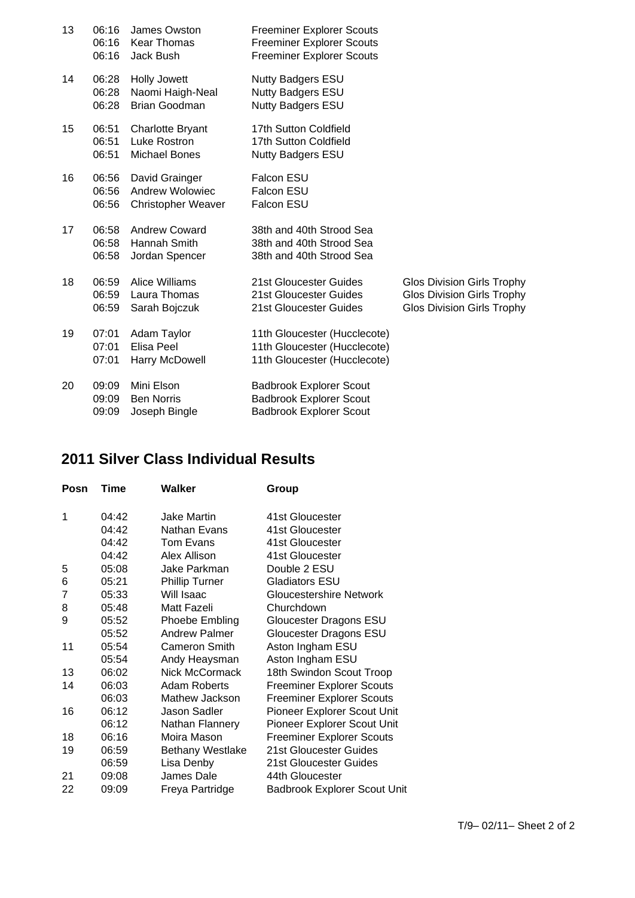| | | | | |
|---|---|---|---|---|
| 13 | 06:16 | James Owston | Freeminer Explorer Scouts | |
| | 06:16 | Kear Thomas | Freeminer Explorer Scouts | |
| | 06:16 | Jack Bush | Freeminer Explorer Scouts | |
| 14 | 06:28 | Holly Jowett | Nutty Badgers ESU | |
| | 06:28 | Naomi Haigh-Neal | Nutty Badgers ESU | |
| | 06:28 | Brian Goodman | Nutty Badgers ESU | |
| 15 | 06:51 | Charlotte Bryant | 17th Sutton Coldfield | |
| | 06:51 | Luke Rostron | 17th Sutton Coldfield | |
| | 06:51 | Michael Bones | Nutty Badgers ESU | |
| 16 | 06:56 | David Grainger | Falcon ESU | |
| | 06:56 | Andrew Wolowiec | Falcon ESU | |
| | 06:56 | Christopher Weaver | Falcon ESU | |
| 17 | 06:58 | Andrew Coward | 38th and 40th Strood Sea | |
| | 06:58 | Hannah Smith | 38th and 40th Strood Sea | |
| | 06:58 | Jordan Spencer | 38th and 40th Strood Sea | |
| 18 | 06:59 | Alice Williams | 21st Gloucester Guides | Glos Division Girls Trophy |
| | 06:59 | Laura Thomas | 21st Gloucester Guides | Glos Division Girls Trophy |
| | 06:59 | Sarah Bojczuk | 21st Gloucester Guides | Glos Division Girls Trophy |
| 19 | 07:01 | Adam Taylor | 11th Gloucester (Hucclecote) | |
| | 07:01 | Elisa Peel | 11th Gloucester (Hucclecote) | |
| | 07:01 | Harry McDowell | 11th Gloucester (Hucclecote) | |
| 20 | 09:09 | Mini Elson | Badbrook Explorer Scout | |
| | 09:09 | Ben Norris | Badbrook Explorer Scout | |
| | 09:09 | Joseph Bingle | Badbrook Explorer Scout | |

## 2011 Silver Class Individual Results

| Posn | Time | Walker | Group |
|---|---|---|---|
| 1 | 04:42 | Jake Martin | 41st Gloucester |
| | 04:42 | Nathan Evans | 41st Gloucester |
| | 04:42 | Tom Evans | 41st Gloucester |
| | 04:42 | Alex Allison | 41st Gloucester |
| 5 | 05:08 | Jake Parkman | Double 2 ESU |
| 6 | 05:21 | Phillip Turner | Gladiators ESU |
| 7 | 05:33 | Will Isaac | Gloucestershire Network |
| 8 | 05:48 | Matt Fazeli | Churchdown |
| 9 | 05:52 | Phoebe Embling | Gloucester Dragons ESU |
| | 05:52 | Andrew Palmer | Gloucester Dragons ESU |
| 11 | 05:54 | Cameron Smith | Aston Ingham ESU |
| | 05:54 | Andy Heaysman | Aston Ingham ESU |
| 13 | 06:02 | Nick McCormack | 18th Swindon Scout Troop |
| 14 | 06:03 | Adam Roberts | Freeminer Explorer Scouts |
| | 06:03 | Mathew Jackson | Freeminer Explorer Scouts |
| 16 | 06:12 | Jason Sadler | Pioneer Explorer Scout Unit |
| | 06:12 | Nathan Flannery | Pioneer Explorer Scout Unit |
| 18 | 06:16 | Moira Mason | Freeminer Explorer Scouts |
| 19 | 06:59 | Bethany Westlake | 21st Gloucester Guides |
| | 06:59 | Lisa Denby | 21st Gloucester Guides |
| 21 | 09:08 | James Dale | 44th Gloucester |
| 22 | 09:09 | Freya Partridge | Badbrook Explorer Scout Unit |

T/9– 02/11– Sheet 2 of 2